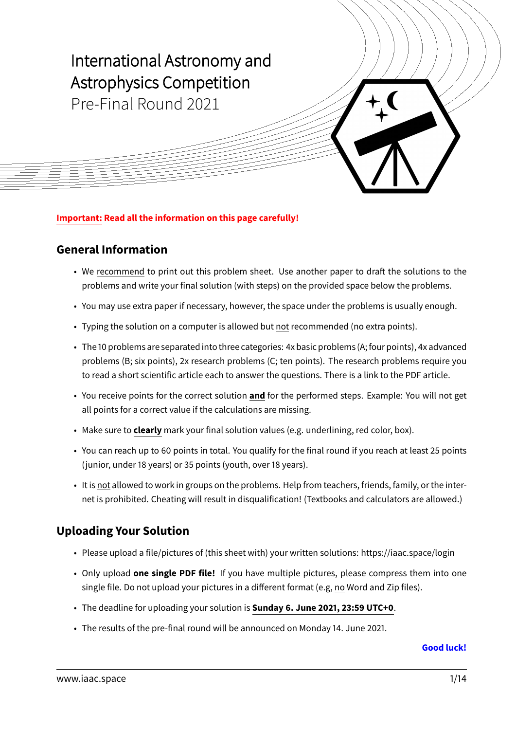# International Astronomy and Astrophysics Competition

Pre-Final Round 2021

**Important: Read all the information on this page carefully!**

## General Information

- We recommend to print out this problem sheet. Use another paper to draft the solutions to the problems and write your final solution (with steps) on the provided space below the problems.
- You may use extra paper if necessary, however, the space under the problems is usually enough.
- Typing the solution on a computer is allowed but not recommended (no extra points).
- The 10 problems are separated into three categories: 4x basic problems (A; four points), 4x advanced problems (B; six points), 2x research problems (C; ten points). The research problems require you to read a short scientific article each to answer the questions. There is a link to the PDF article.
- You receive points for the correct solution **and** for the performed steps. Example: You will not get all points for a correct value if the calculations are missing.
- Make sure to **clearly** mark your final solution values (e.g. underlining, red color, box).
- You can reach up to 60 points in total. You qualify for the final round if you reach at least 25 points (junior, under 18 years) or 35 points (youth, over 18 years).
- It is not allowed to work in groups on the problems. Help from teachers, friends, family, or the internet is prohibited. Cheating will result in disqualification! (Textbooks and calculators are allowed.)

## Uploading Your Solution

- Please upload a file/pictures of (this sheet with) your written solutions: https://iaac.space/login
- Only upload **one single PDF file!** If you have multiple pictures, please compress them into one single file. Do not upload your pictures in a different format (e.g, no Word and Zip files).
- The deadline for uploading your solution is **Sunday 6. June 2021, 23:59 UTC+0**.
- The results of the pre-final round will be announced on Monday 14. June 2021.

**Good luck!**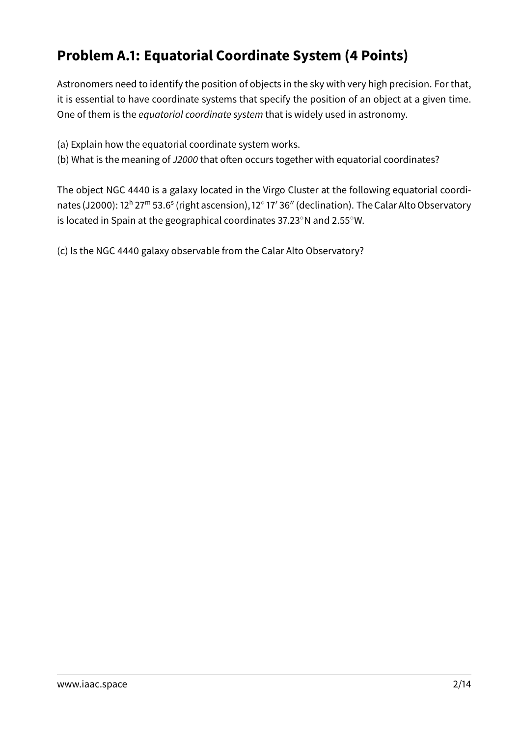## Problem A.1: Equatorial Coordinate System (4 Points)

Astronomers need to identify the position of objects in the sky with very high precision. For that, it is essential to have coordinate systems that specify the position of an object at a given time. One of them is the *equatorial coordinate system* that is widely used in astronomy.

(a) Explain how the equatorial coordinate system works.
(b) What is the meaning of *J2000* that often occurs together with equatorial coordinates?

The object NGC 4440 is a galaxy located in the Virgo Cluster at the following equatorial coordinates (J2000): $12^{h}\,27^{m}\,53.6^{s}$ (right ascension), $12^{\circ}\,17'\,36''$ (declination). The Calar Alto Observatory is located in Spain at the geographical coordinates $37.23^{\circ}$N and $2.55^{\circ}$W.

(c) Is the NGC 4440 galaxy observable from the Calar Alto Observatory?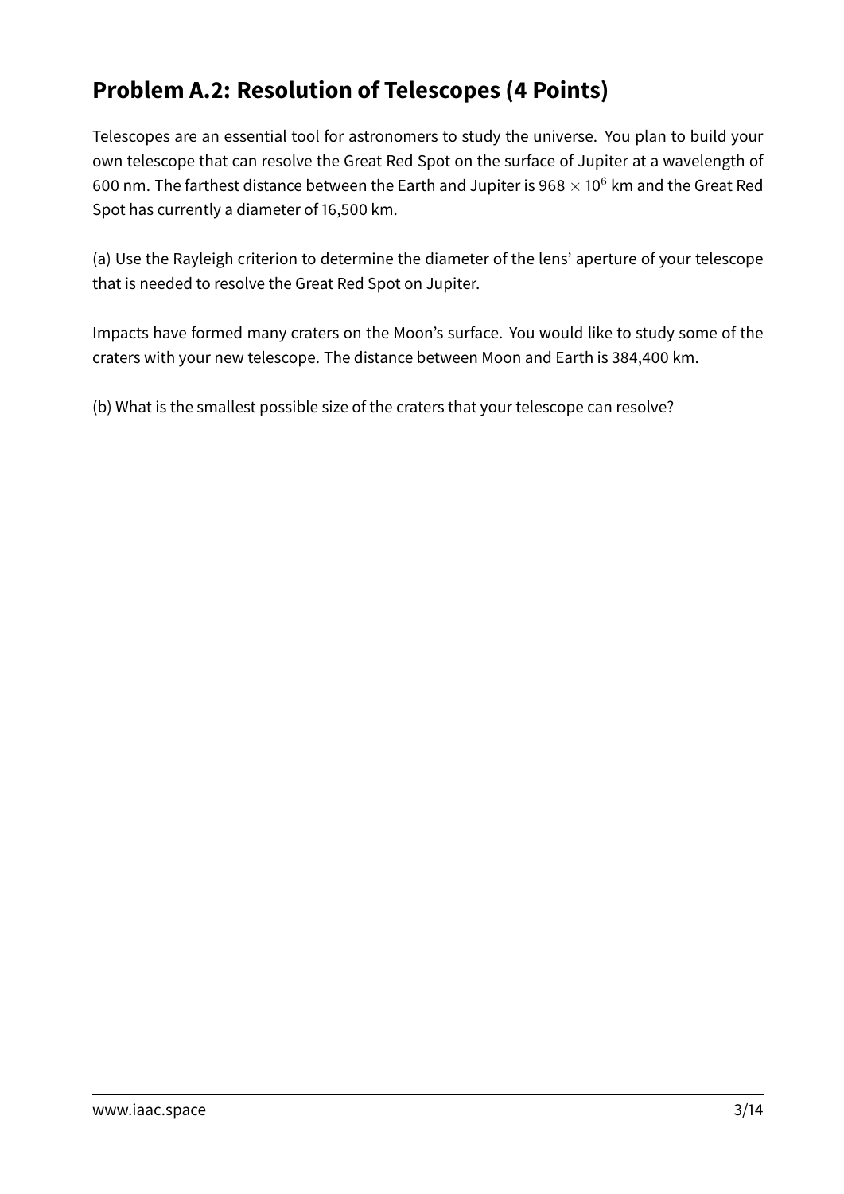## Problem A.2: Resolution of Telescopes (4 Points)

Telescopes are an essential tool for astronomers to study the universe. You plan to build your own telescope that can resolve the Great Red Spot on the surface of Jupiter at a wavelength of 600 nm. The farthest distance between the Earth and Jupiter is 968 $\times$ $10^6$ km and the Great Red Spot has currently a diameter of 16,500 km.

(a) Use the Rayleigh criterion to determine the diameter of the lens' aperture of your telescope that is needed to resolve the Great Red Spot on Jupiter.

Impacts have formed many craters on the Moon's surface. You would like to study some of the craters with your new telescope. The distance between Moon and Earth is 384,400 km.

(b) What is the smallest possible size of the craters that your telescope can resolve?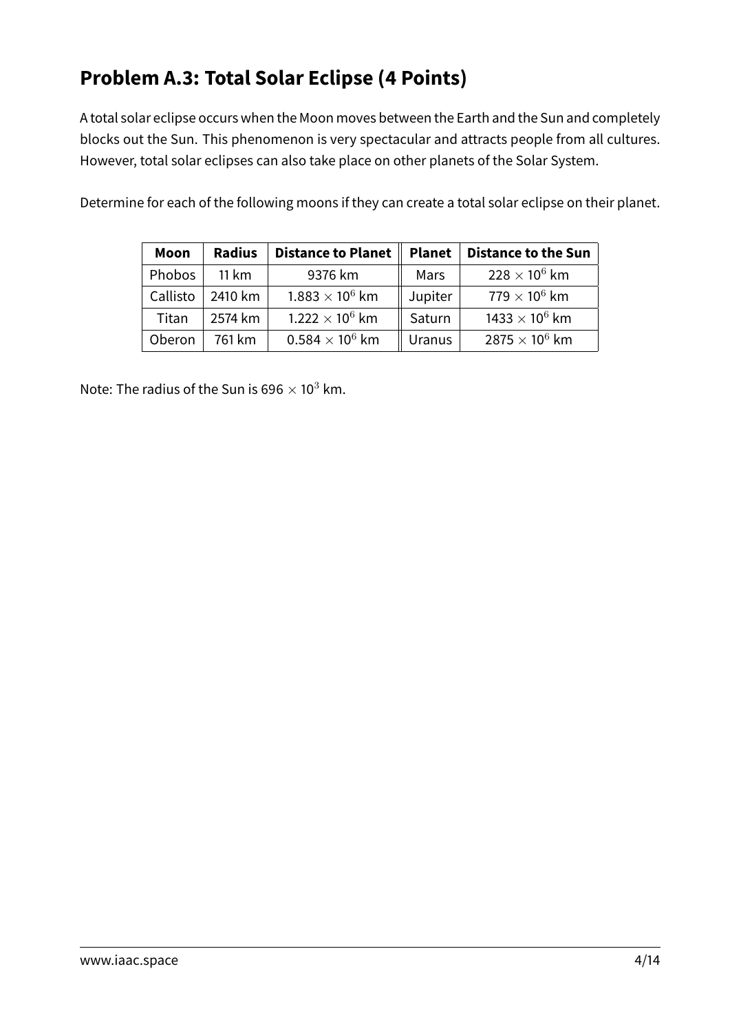## Problem A.3: Total Solar Eclipse (4 Points)

A total solar eclipse occurs when the Moon moves between the Earth and the Sun and completely blocks out the Sun. This phenomenon is very spectacular and attracts people from all cultures. However, total solar eclipses can also take place on other planets of the Solar System.

Determine for each of the following moons if they can create a total solar eclipse on their planet.

| **Moon** | **Radius** | **Distance to Planet** | **Planet** | **Distance to the Sun** |
|---|---|---|---|---|
| Phobos | 11 km | 9376 km | Mars | $228 \times 10^6$ km |
| Callisto | 2410 km | $1.883 \times 10^6$ km | Jupiter | $779 \times 10^6$ km |
| Titan | 2574 km | $1.222 \times 10^6$ km | Saturn | $1433 \times 10^6$ km |
| Oberon | 761 km | $0.584 \times 10^6$ km | Uranus | $2875 \times 10^6$ km |

Note: The radius of the Sun is $696 \times 10^3$ km.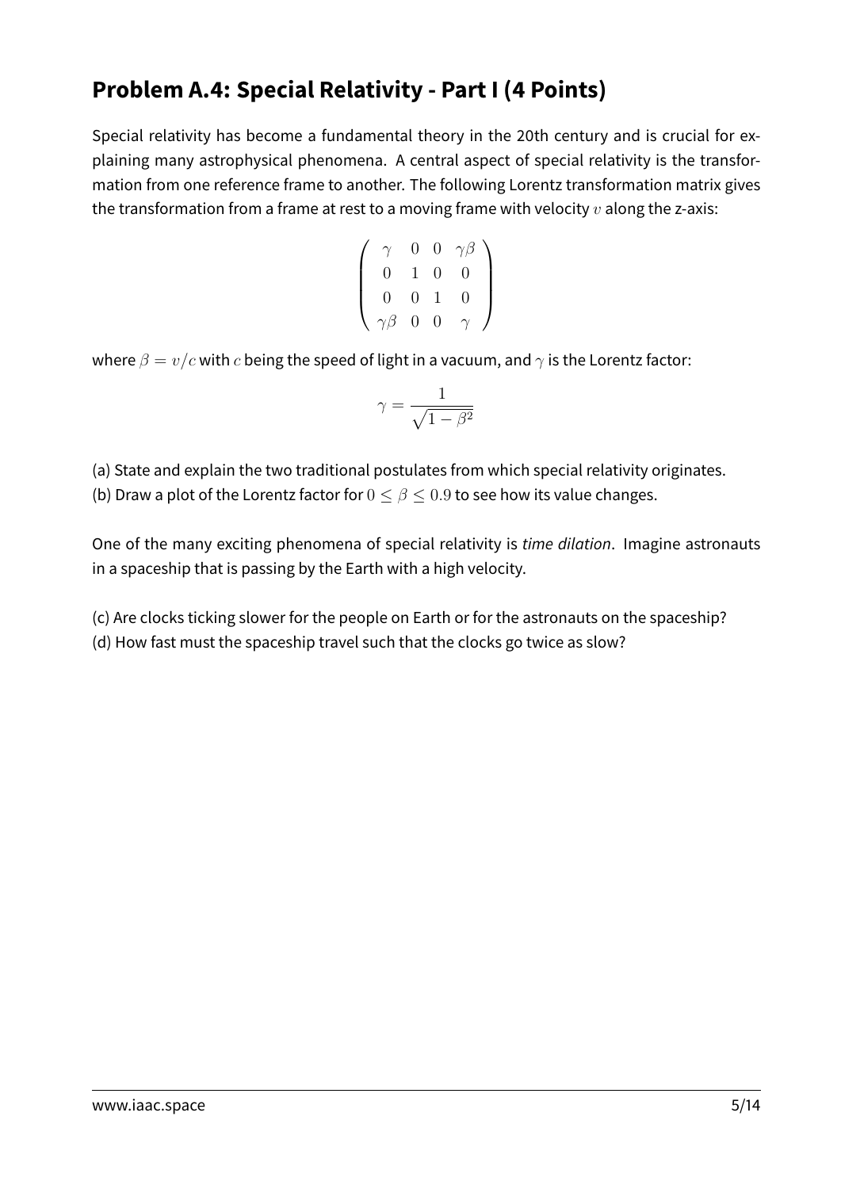## Problem A.4: Special Relativity - Part I (4 Points)

Special relativity has become a fundamental theory in the 20th century and is crucial for explaining many astrophysical phenomena. A central aspect of special relativity is the transformation from one reference frame to another. The following Lorentz transformation matrix gives the transformation from a frame at rest to a moving frame with velocity $v$ along the z-axis:

$$\begin{pmatrix} \gamma & 0 & 0 & \gamma\beta \\ 0 & 1 & 0 & 0 \\ 0 & 0 & 1 & 0 \\ \gamma\beta & 0 & 0 & \gamma \end{pmatrix}$$

where $\beta = v/c$ with $c$ being the speed of light in a vacuum, and $\gamma$ is the Lorentz factor:

$$\gamma = \frac{1}{\sqrt{1-\beta^2}}$$

(a) State and explain the two traditional postulates from which special relativity originates.
(b) Draw a plot of the Lorentz factor for $0 \leq \beta \leq 0.9$ to see how its value changes.

One of the many exciting phenomena of special relativity is *time dilation*. Imagine astronauts in a spaceship that is passing by the Earth with a high velocity.

(c) Are clocks ticking slower for the people on Earth or for the astronauts on the spaceship?
(d) How fast must the spaceship travel such that the clocks go twice as slow?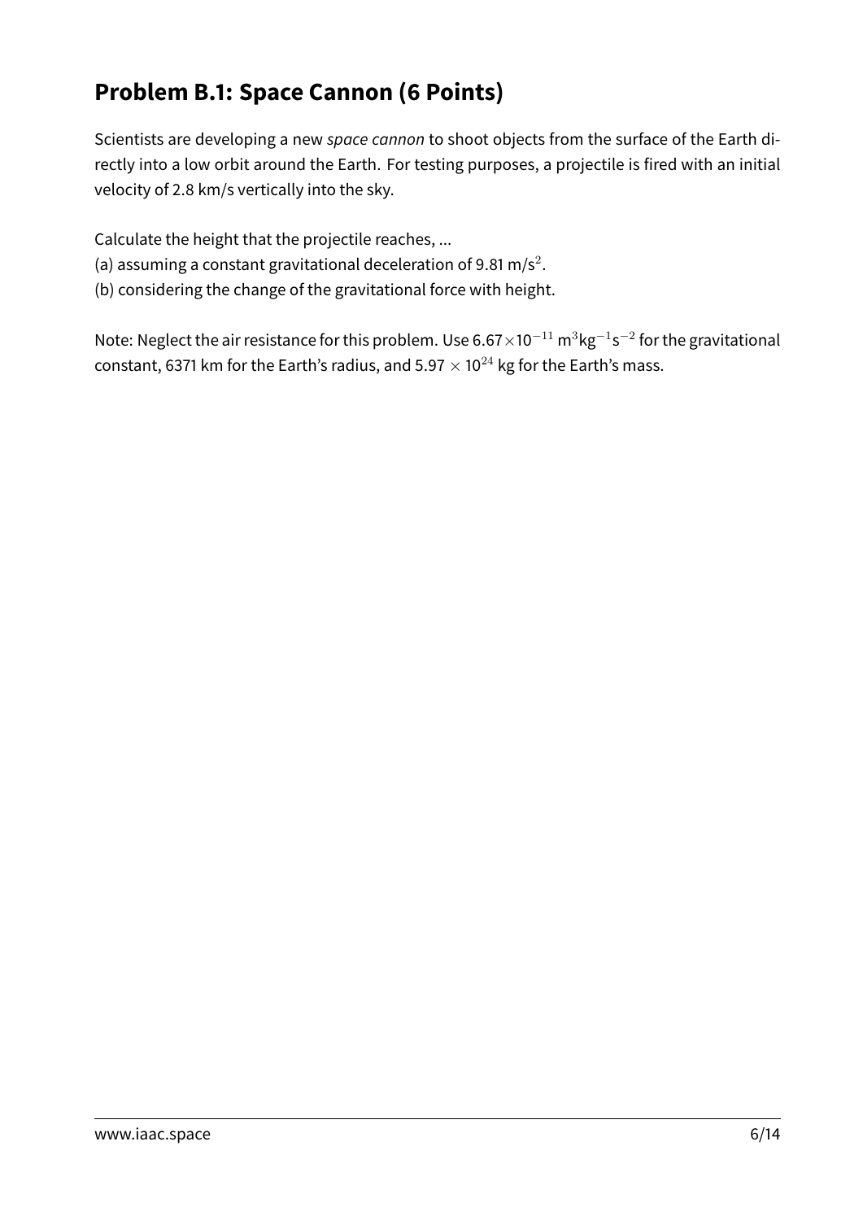## Problem B.1: Space Cannon (6 Points)

Scientists are developing a new *space cannon* to shoot objects from the surface of the Earth directly into a low orbit around the Earth. For testing purposes, a projectile is fired with an initial velocity of 2.8 km/s vertically into the sky.

Calculate the height that the projectile reaches, ...
(a) assuming a constant gravitational deceleration of 9.81 m/s$^2$.
(b) considering the change of the gravitational force with height.

Note: Neglect the air resistance for this problem. Use $6.67 \times 10^{-11}$ m$^3$kg$^{-1}$s$^{-2}$ for the gravitational constant, 6371 km for the Earth's radius, and $5.97 \times 10^{24}$ kg for the Earth's mass.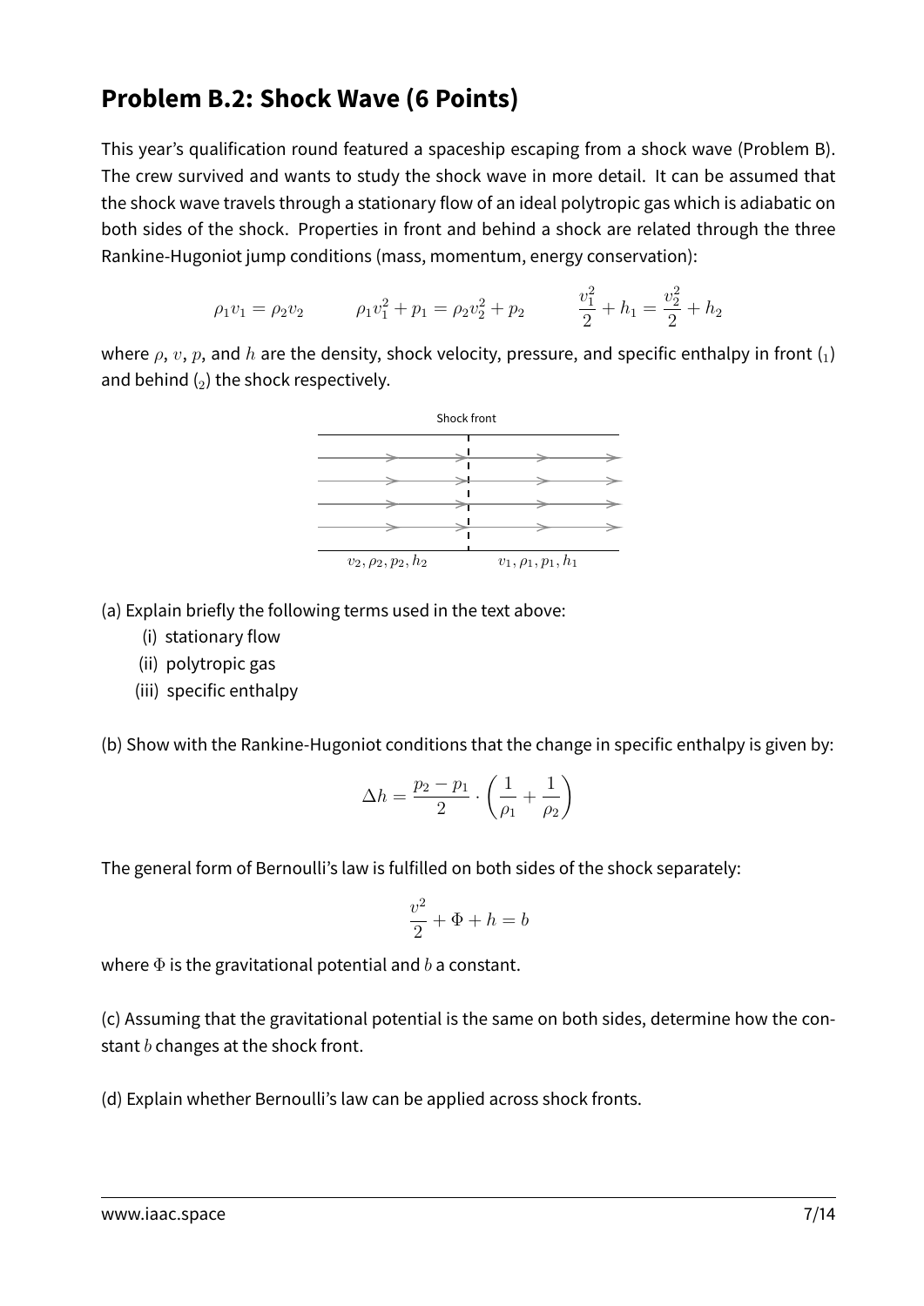## Problem B.2: Shock Wave (6 Points)

This year's qualification round featured a spaceship escaping from a shock wave (Problem B). The crew survived and wants to study the shock wave in more detail. It can be assumed that the shock wave travels through a stationary flow of an ideal polytropic gas which is adiabatic on both sides of the shock. Properties in front and behind a shock are related through the three Rankine-Hugoniot jump conditions (mass, momentum, energy conservation):

$$\rho_1 v_1 = \rho_2 v_2 \qquad \rho_1 v_1^2 + p_1 = \rho_2 v_2^2 + p_2 \qquad \frac{v_1^2}{2} + h_1 = \frac{v_2^2}{2} + h_2$$

where $\rho$, $v$, $p$, and $h$ are the density, shock velocity, pressure, and specific enthalpy in front ($_1$) and behind ($_2$) the shock respectively.

Shock front

$v_2, \rho_2, p_2, h_2$ $\qquad$ $v_1, \rho_1, p_1, h_1$

(a) Explain briefly the following terms used in the text above:

(i) stationary flow

(ii) polytropic gas

(iii) specific enthalpy

(b) Show with the Rankine-Hugoniot conditions that the change in specific enthalpy is given by:

$$\Delta h = \frac{p_2 - p_1}{2} \cdot \left( \frac{1}{\rho_1} + \frac{1}{\rho_2} \right)$$

The general form of Bernoulli's law is fulfilled on both sides of the shock separately:

$$\frac{v^2}{2} + \Phi + h = b$$

where $\Phi$ is the gravitational potential and $b$ a constant.

(c) Assuming that the gravitational potential is the same on both sides, determine how the constant $b$ changes at the shock front.

(d) Explain whether Bernoulli's law can be applied across shock fronts.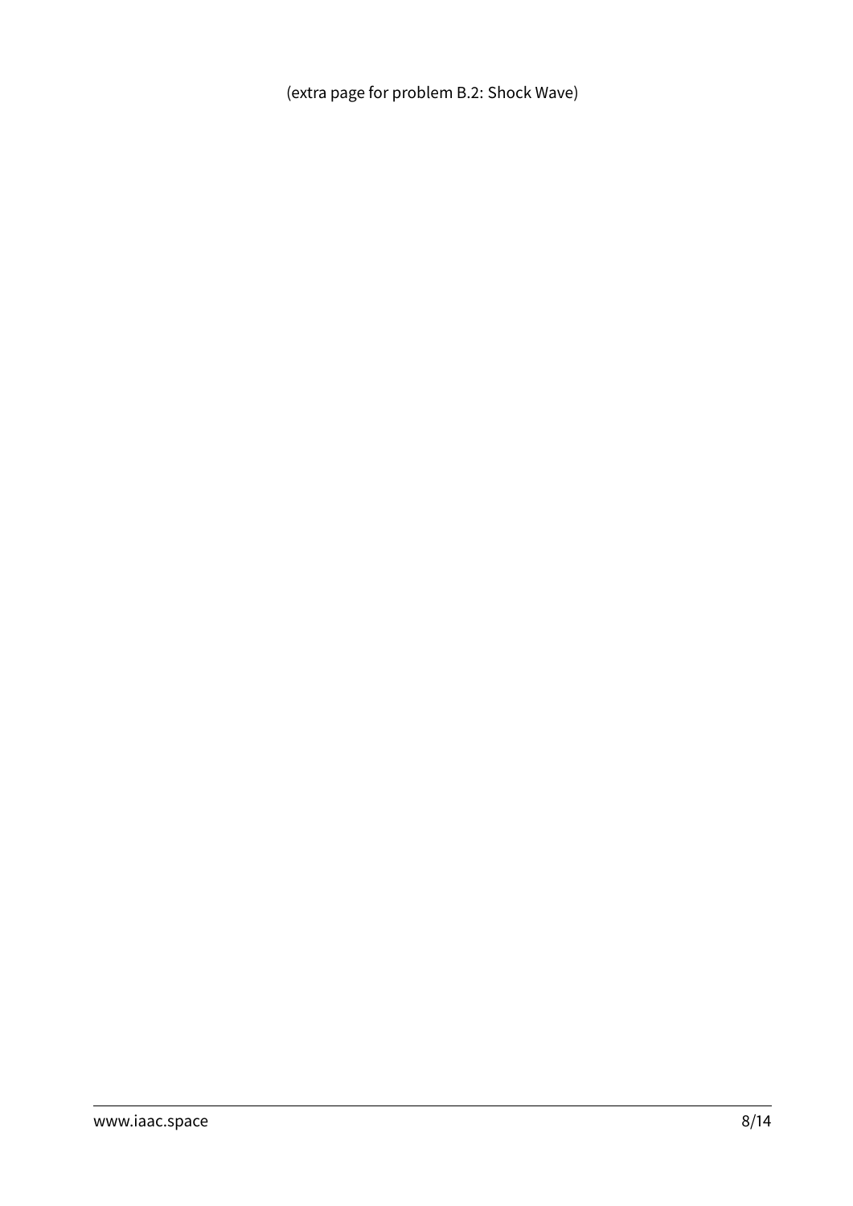(extra page for problem B.2: Shock Wave)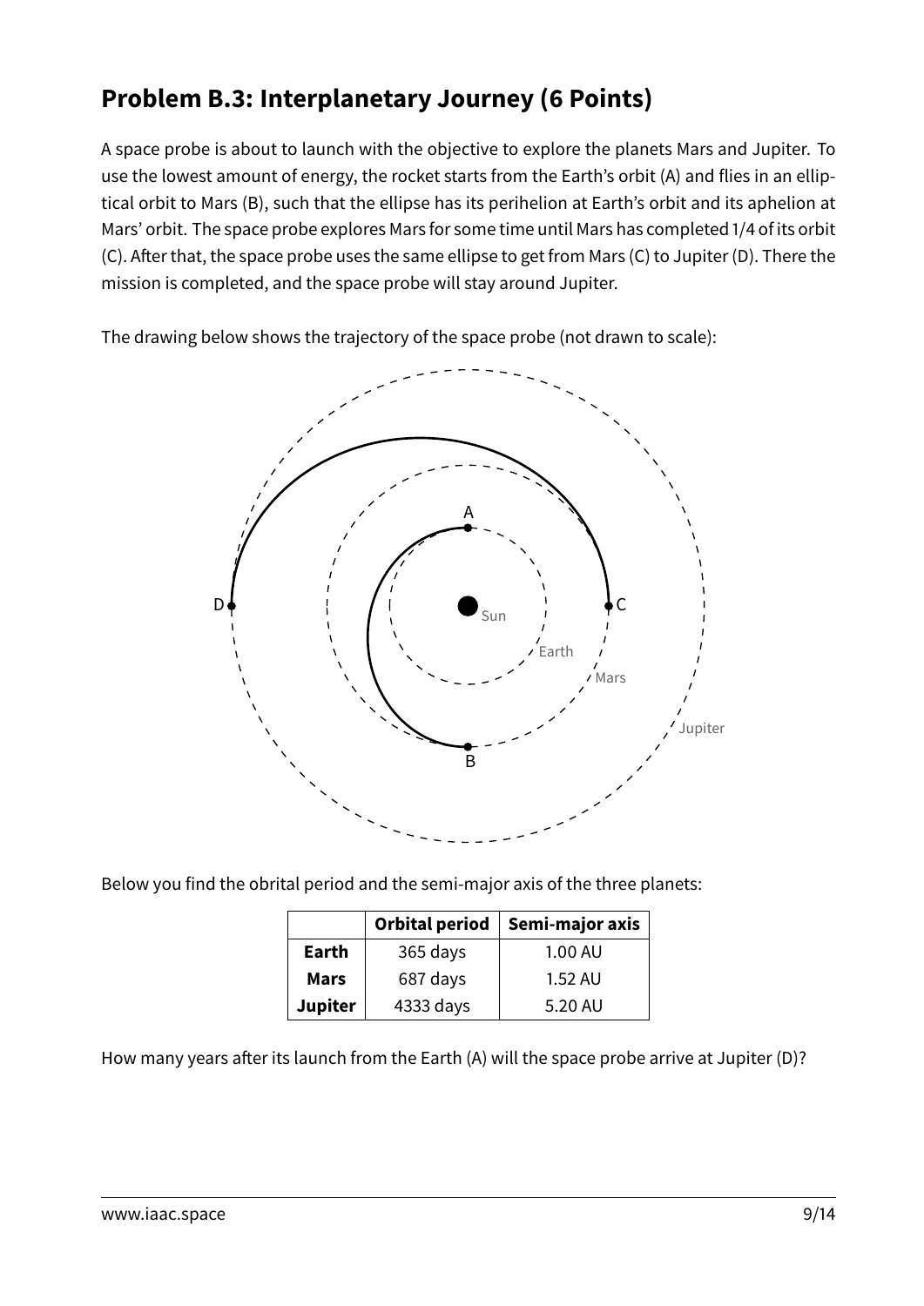## Problem B.3: Interplanetary Journey (6 Points)

A space probe is about to launch with the objective to explore the planets Mars and Jupiter. To use the lowest amount of energy, the rocket starts from the Earth's orbit (A) and flies in an elliptical orbit to Mars (B), such that the ellipse has its perihelion at Earth's orbit and its aphelion at Mars' orbit. The space probe explores Mars for some time until Mars has completed 1/4 of its orbit (C). After that, the space probe uses the same ellipse to get from Mars (C) to Jupiter (D). There the mission is completed, and the space probe will stay around Jupiter.

The drawing below shows the trajectory of the space probe (not drawn to scale):

Below you find the obrital period and the semi-major axis of the three planets:

| | Orbital period | Semi-major axis |
|---|---|---|
| **Earth** | 365 days | 1.00 AU |
| **Mars** | 687 days | 1.52 AU |
| **Jupiter** | 4333 days | 5.20 AU |

How many years after its launch from the Earth (A) will the space probe arrive at Jupiter (D)?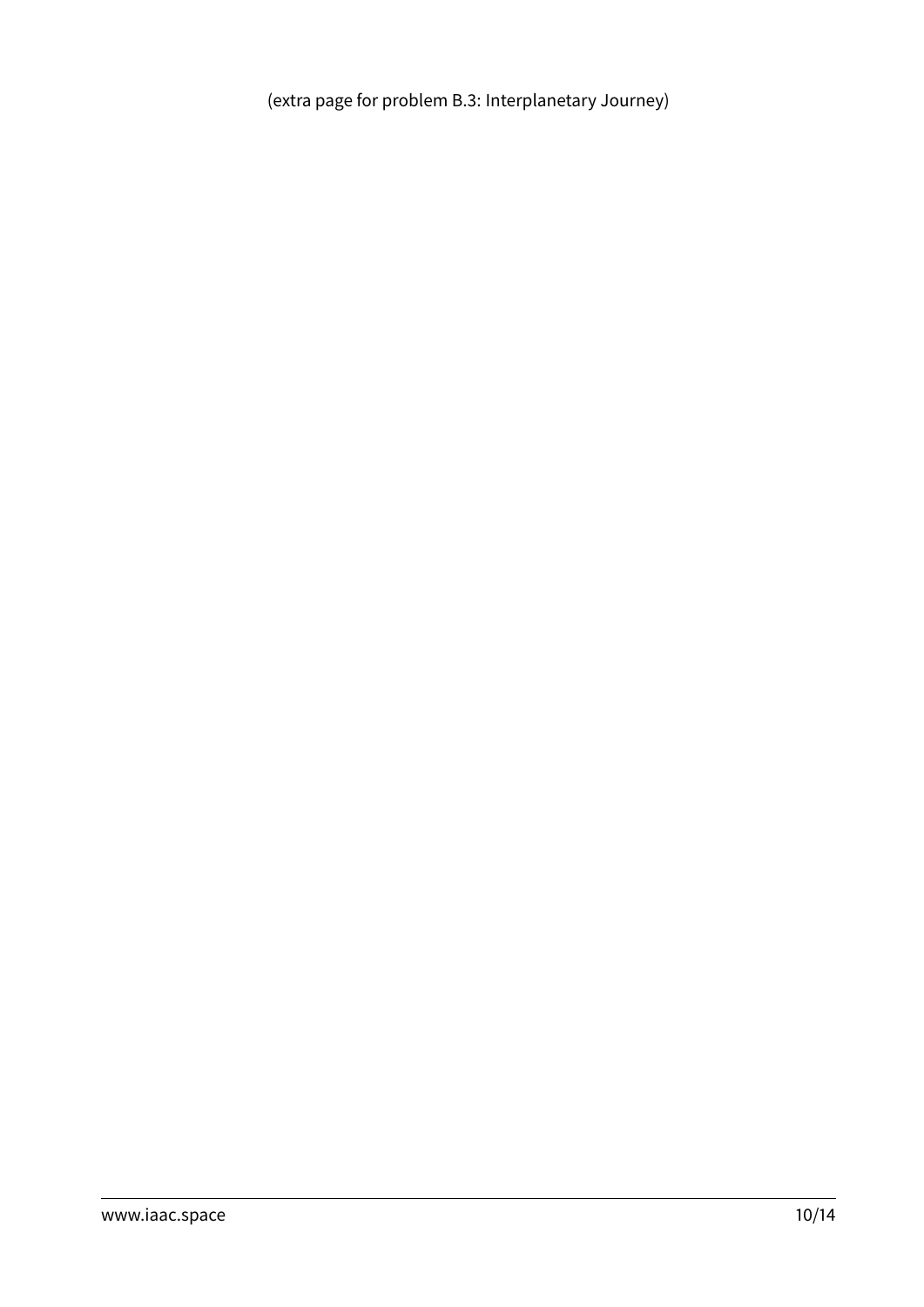(extra page for problem B.3: Interplanetary Journey)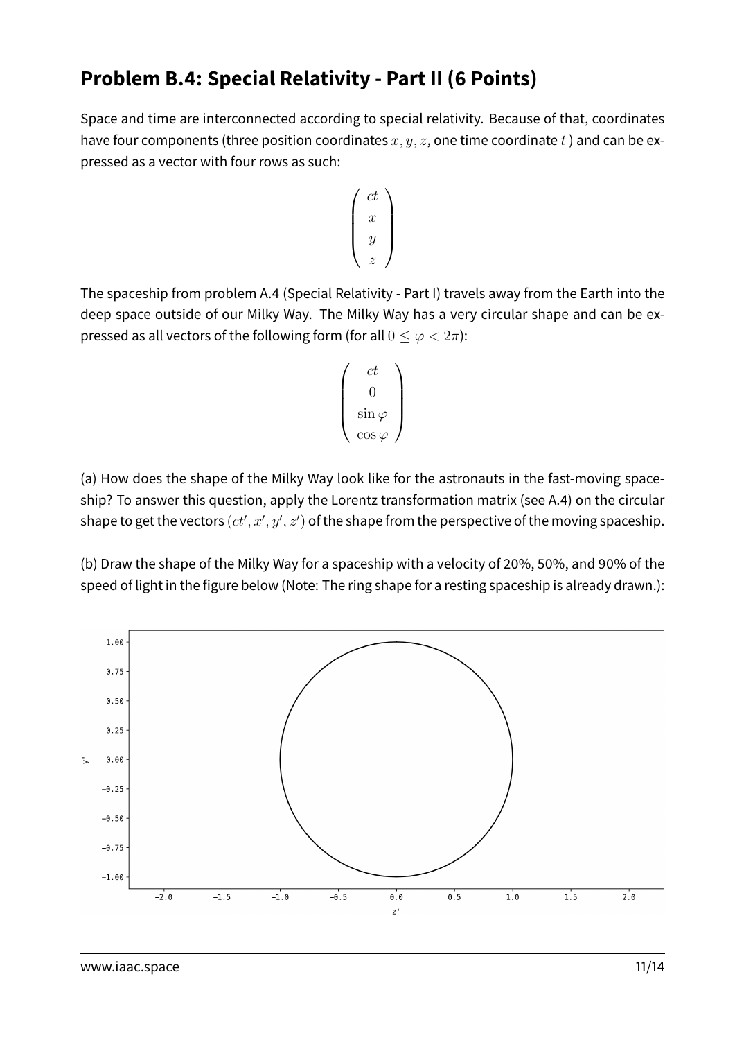## Problem B.4: Special Relativity - Part II (6 Points)

Space and time are interconnected according to special relativity. Because of that, coordinates have four components (three position coordinates $x, y, z$, one time coordinate $t$ ) and can be expressed as a vector with four rows as such:

$$\begin{pmatrix} ct \\ x \\ y \\ z \end{pmatrix}$$

The spaceship from problem A.4 (Special Relativity - Part I) travels away from the Earth into the deep space outside of our Milky Way. The Milky Way has a very circular shape and can be expressed as all vectors of the following form (for all $0 \leq \varphi < 2\pi$):

$$\begin{pmatrix} ct \\ 0 \\ \sin\varphi \\ \cos\varphi \end{pmatrix}$$

(a) How does the shape of the Milky Way look like for the astronauts in the fast-moving spaceship? To answer this question, apply the Lorentz transformation matrix (see A.4) on the circular shape to get the vectors $(ct', x', y', z')$ of the shape from the perspective of the moving spaceship.

(b) Draw the shape of the Milky Way for a spaceship with a velocity of 20%, 50%, and 90% of the speed of light in the figure below (Note: The ring shape for a resting spaceship is already drawn.):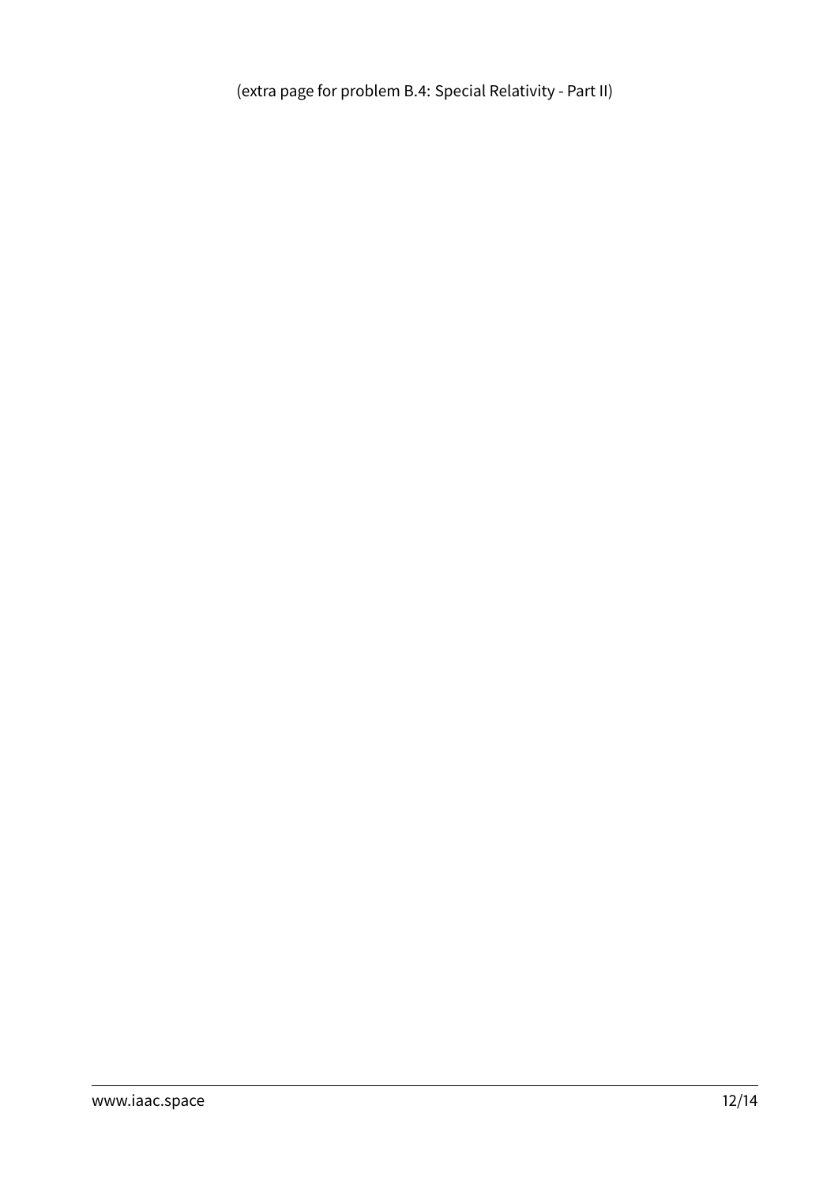(extra page for problem B.4: Special Relativity - Part II)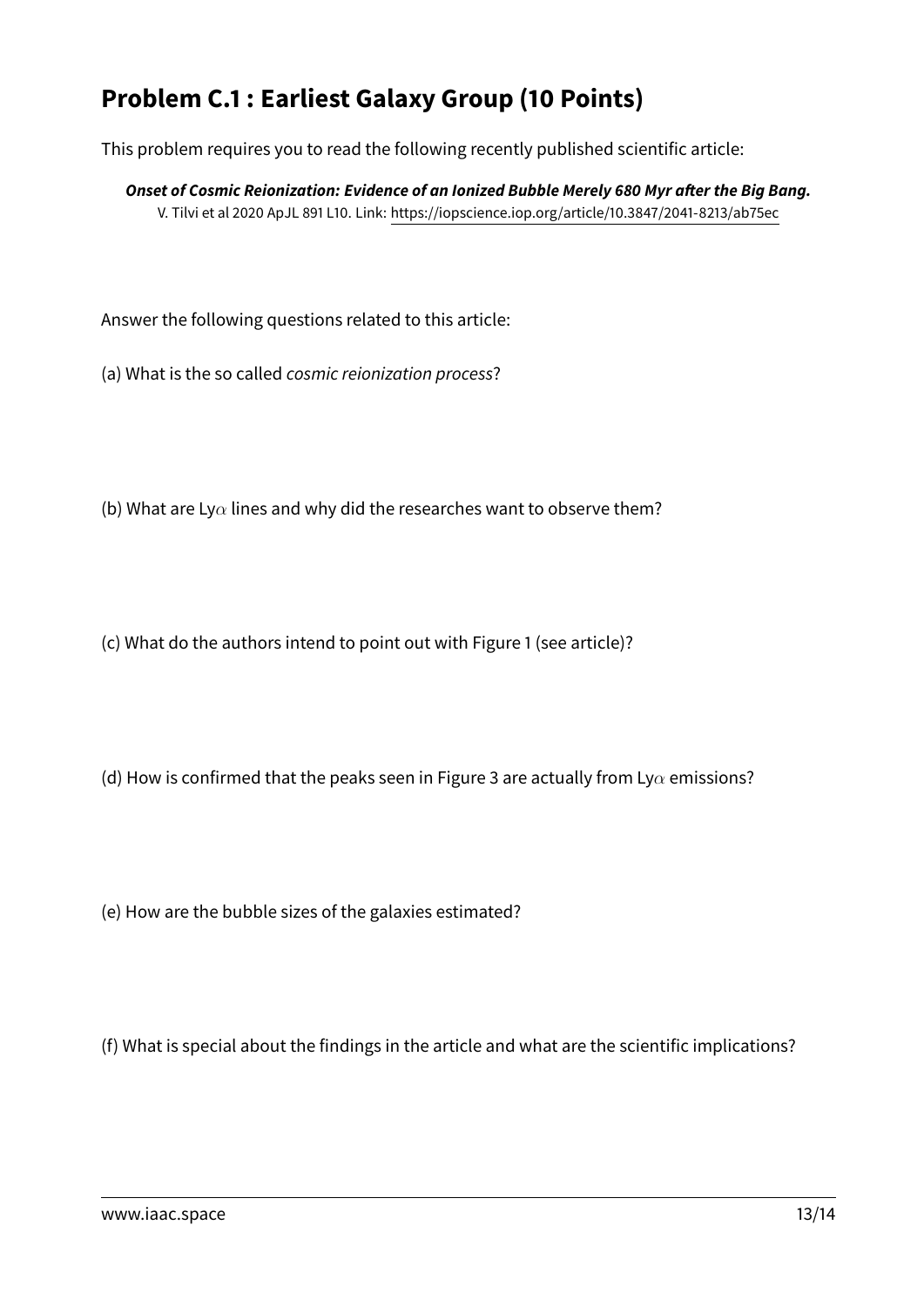## Problem C.1 : Earliest Galaxy Group (10 Points)

This problem requires you to read the following recently published scientific article:

***Onset of Cosmic Reionization: Evidence of an Ionized Bubble Merely 680 Myr after the Big Bang.***
V. Tilvi et al 2020 ApJL 891 L10. Link: https://iopscience.iop.org/article/10.3847/2041-8213/ab75ec

Answer the following questions related to this article:

(a) What is the so called *cosmic reionization process*?

(b) What are Ly$\alpha$ lines and why did the researches want to observe them?

(c) What do the authors intend to point out with Figure 1 (see article)?

(d) How is confirmed that the peaks seen in Figure 3 are actually from Ly$\alpha$ emissions?

(e) How are the bubble sizes of the galaxies estimated?

(f) What is special about the findings in the article and what are the scientific implications?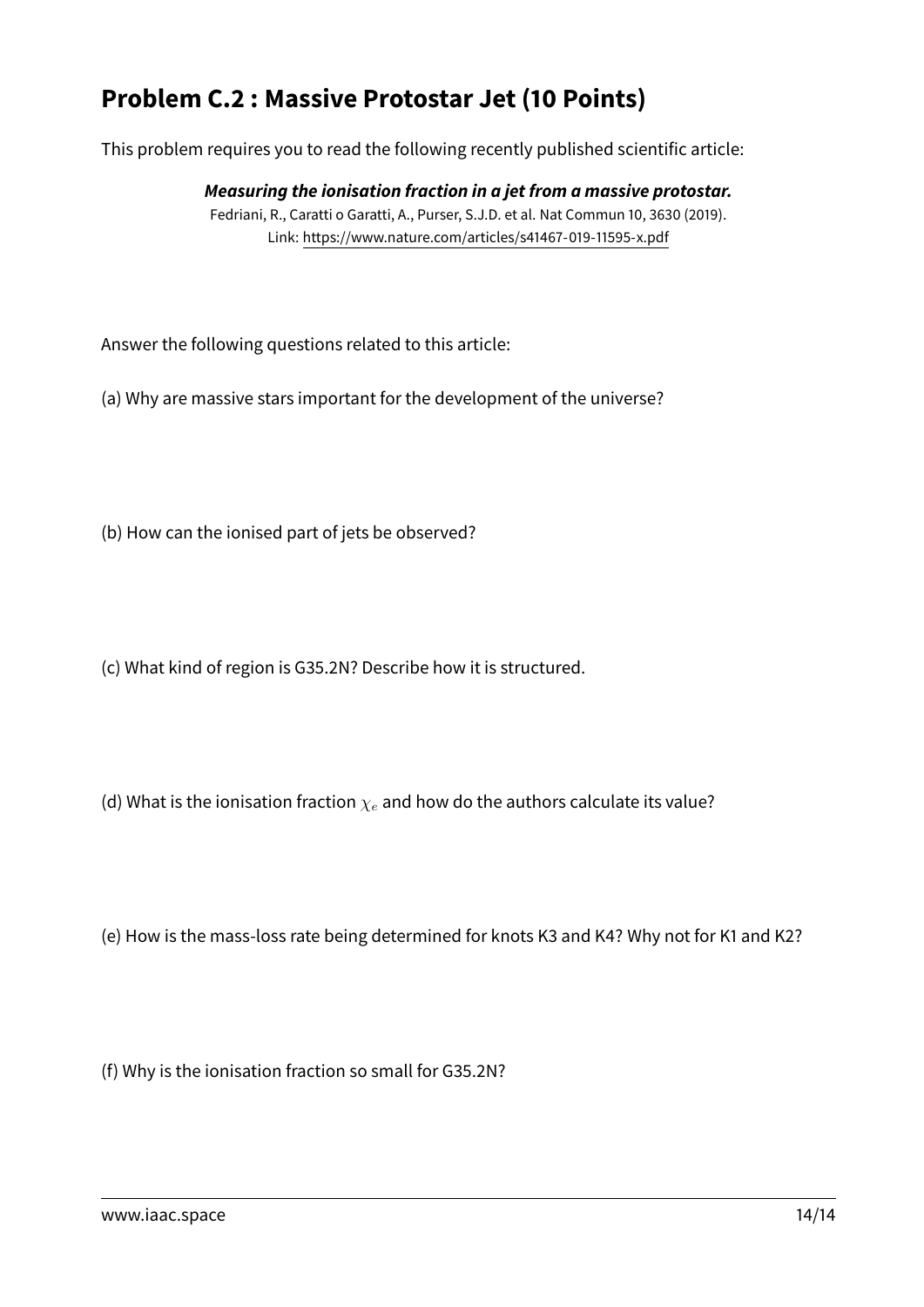## Problem C.2 : Massive Protostar Jet (10 Points)

This problem requires you to read the following recently published scientific article:

***Measuring the ionisation fraction in a jet from a massive protostar.***
Fedriani, R., Caratti o Garatti, A., Purser, S.J.D. et al. Nat Commun 10, 3630 (2019).
Link: https://www.nature.com/articles/s41467-019-11595-x.pdf

Answer the following questions related to this article:

(a) Why are massive stars important for the development of the universe?

(b) How can the ionised part of jets be observed?

(c) What kind of region is G35.2N? Describe how it is structured.

(d) What is the ionisation fraction $\chi_e$ and how do the authors calculate its value?

(e) How is the mass-loss rate being determined for knots K3 and K4? Why not for K1 and K2?

(f) Why is the ionisation fraction so small for G35.2N?